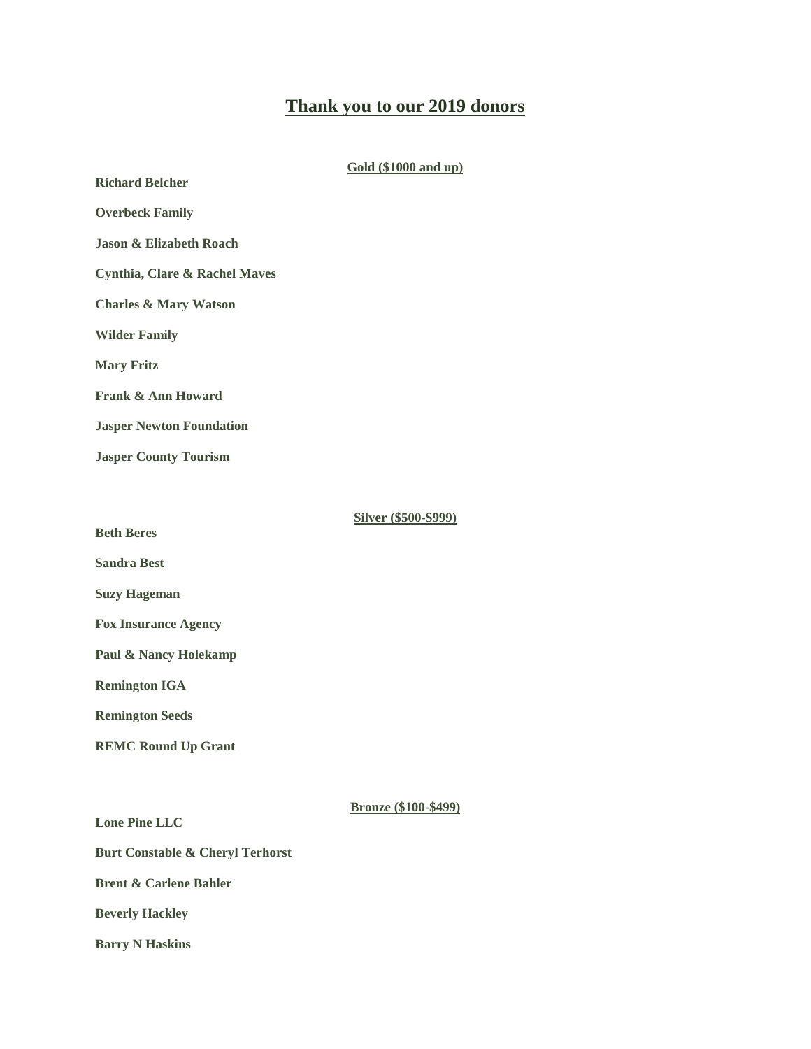# Thank you to our 2019 donors

## Gold ($1000 and up)

**Richard Belcher**

**Overbeck Family**

**Jason & Elizabeth Roach**

**Cynthia, Clare & Rachel Maves**

**Charles & Mary Watson**

**Wilder Family**

**Mary Fritz**

**Frank & Ann Howard**

**Jasper Newton Foundation**

**Jasper County Tourism**

## Silver ($500-$999)

**Beth Beres**

**Sandra Best**

**Suzy Hageman**

**Fox Insurance Agency**

**Paul & Nancy Holekamp**

**Remington IGA**

**Remington Seeds**

**REMC Round Up Grant**

## Bronze ($100-$499)

**Lone Pine LLC**

**Burt Constable & Cheryl Terhorst**

**Brent & Carlene Bahler**

**Beverly Hackley**

**Barry N Haskins**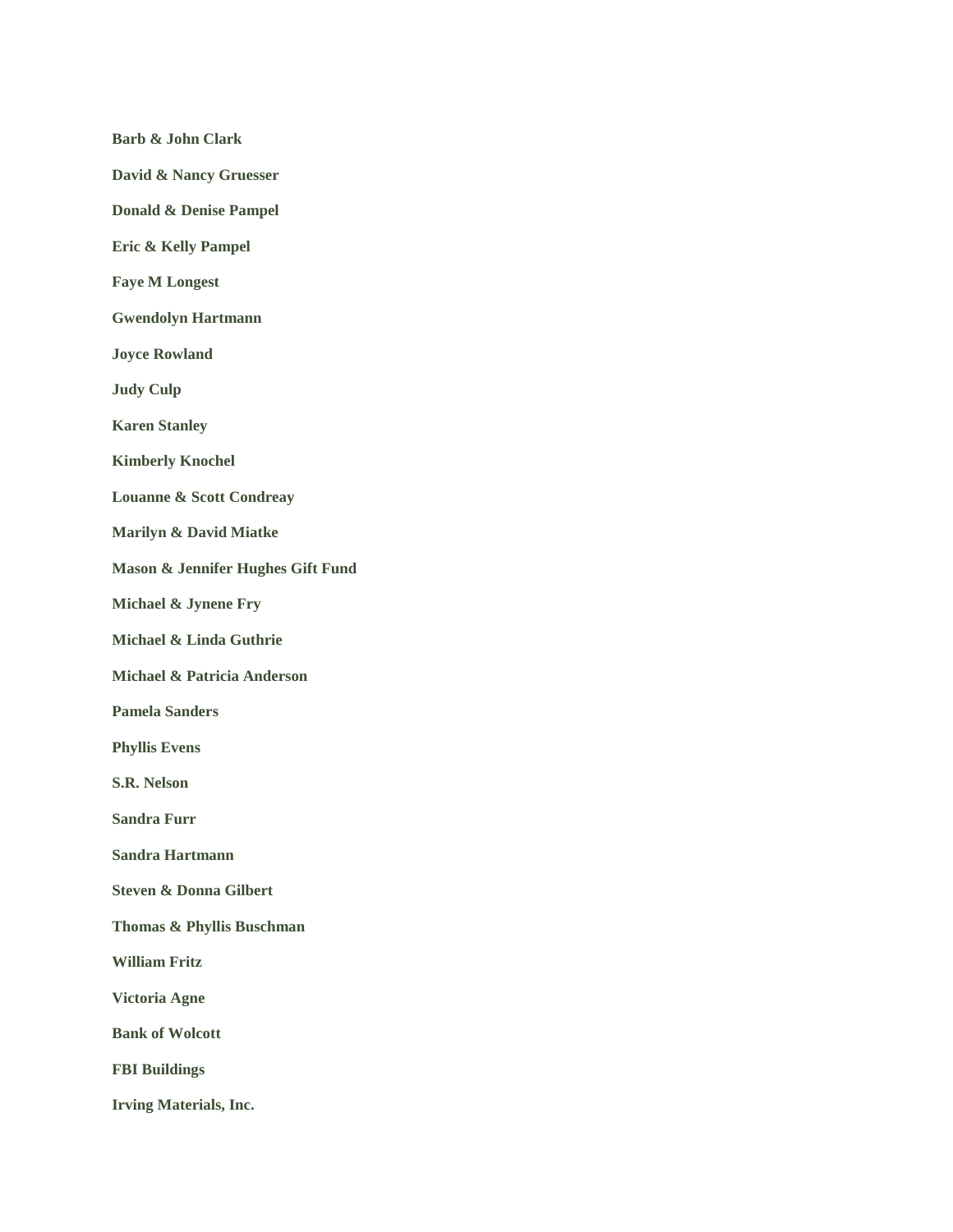**Barb & John Clark**

**David & Nancy Gruesser**

**Donald & Denise Pampel**

**Eric & Kelly Pampel**

**Faye M Longest**

**Gwendolyn Hartmann**

**Joyce Rowland**

**Judy Culp**

**Karen Stanley**

**Kimberly Knochel**

**Louanne & Scott Condreay**

**Marilyn & David Miatke**

**Mason & Jennifer Hughes Gift Fund**

**Michael & Jynene Fry**

**Michael & Linda Guthrie**

**Michael & Patricia Anderson**

**Pamela Sanders**

**Phyllis Evens**

**S.R. Nelson**

**Sandra Furr**

**Sandra Hartmann**

**Steven & Donna Gilbert**

**Thomas & Phyllis Buschman**

**William Fritz**

**Victoria Agne**

**Bank of Wolcott**

**FBI Buildings**

**Irving Materials, Inc.**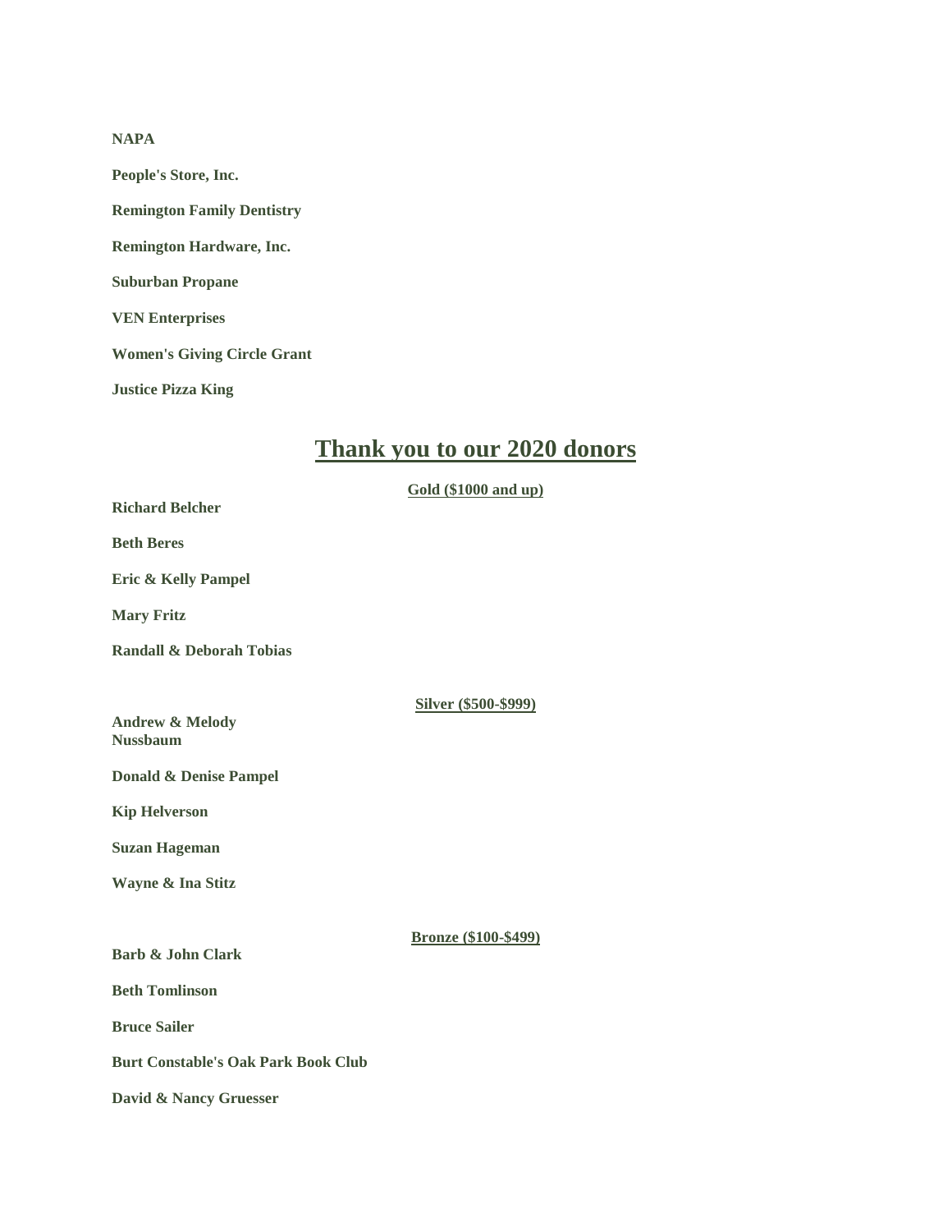**NAPA**

**People's Store, Inc.**

**Remington Family Dentistry**

**Remington Hardware, Inc.**

**Suburban Propane**

**VEN Enterprises**

**Women's Giving Circle Grant**

**Justice Pizza King**

# Thank you to our 2020 donors

**Gold ($1000 and up)**

**Richard Belcher**

**Beth Beres**

**Eric & Kelly Pampel**

**Mary Fritz**

**Randall & Deborah Tobias**

**Silver ($500-$999)**

**Andrew & Melody Nussbaum**

**Donald & Denise Pampel**

**Kip Helverson**

**Suzan Hageman**

**Wayne & Ina Stitz**

**Bronze ($100-$499)**

**Barb & John Clark**

**Beth Tomlinson**

**Bruce Sailer**

**Burt Constable's Oak Park Book Club**

**David & Nancy Gruesser**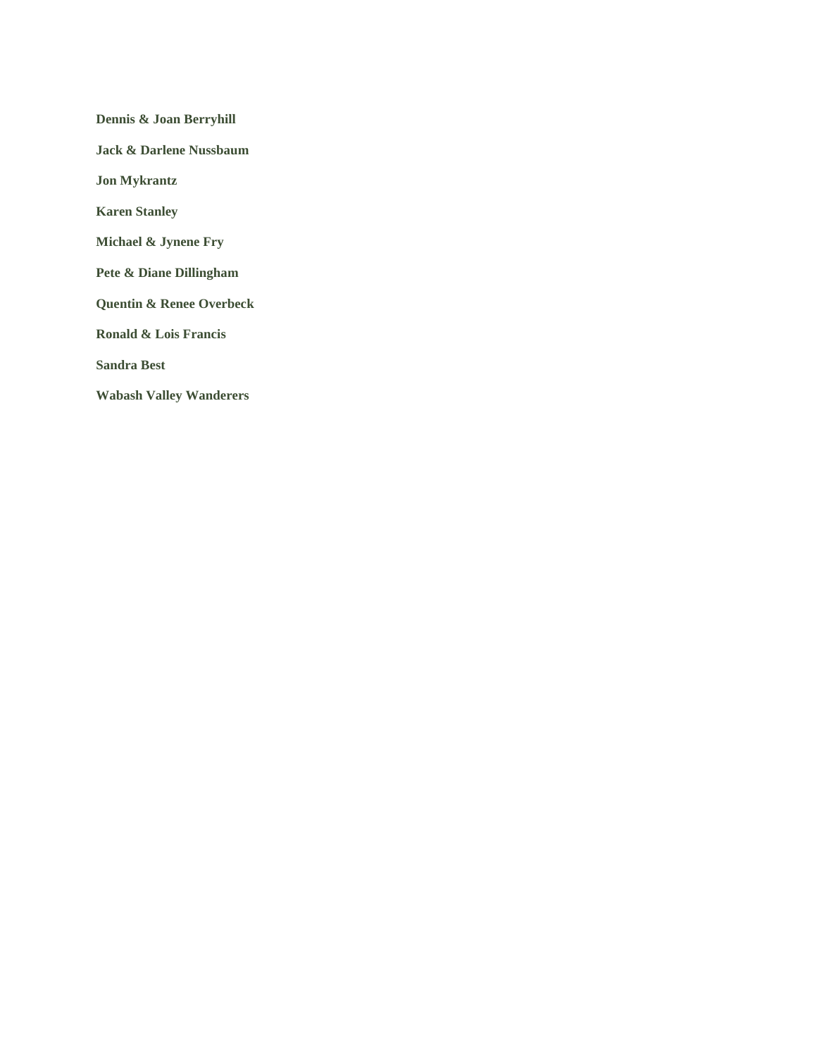**Dennis & Joan Berryhill**

**Jack & Darlene Nussbaum**

**Jon Mykrantz**

**Karen Stanley**

**Michael & Jynene Fry**

**Pete & Diane Dillingham**

**Quentin & Renee Overbeck**

**Ronald & Lois Francis**

**Sandra Best**

**Wabash Valley Wanderers**